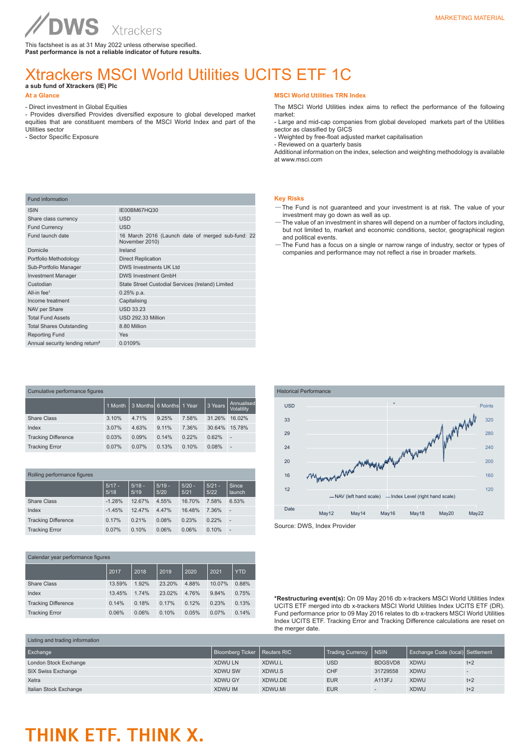MARKETING MATERIAL

DWS Xtrackers

This factsheet is as at 31 May 2022 unless otherwise specified.
**Past performance is not a reliable indicator of future results.**

# Xtrackers MSCI World Utilities UCITS ETF 1C

**a sub fund of Xtrackers (IE) Plc**

## At a Glance

- Direct investment in Global Equities
- Provides diversified Provides diversified exposure to global developed market equities that are constituent members of the MSCI World Index and part of the Utilities sector
- Sector Specific Exposure

## MSCI World Utilities TRN Index

The MSCI World Utilities index aims to reflect the performance of the following market:
- Large and mid-cap companies from global developed markets part of the Utilities sector as classified by GICS
- Weighted by free-float adjusted market capitalisation
- Reviewed on a quarterly basis
Additional information on the index, selection and weighting methodology is available at www.msci.com

| Fund information | |
|---|---|
| ISIN | IE00BM67HQ30 |
| Share class currency | USD |
| Fund Currency | USD |
| Fund launch date | 16 March 2016 (Launch date of merged sub-fund: 22 November 2010) |
| Domicile | Ireland |
| Portfolio Methodology | Direct Replication |
| Sub-Portfolio Manager | DWS Investments UK Ltd |
| Investment Manager | DWS Investment GmbH |
| Custodian | State Street Custodial Services (Ireland) Limited |
| All-in fee[1] | 0.25% p.a. |
| Income treatment | Capitalising |
| NAV per Share | USD 33.23 |
| Total Fund Assets | USD 292.33 Million |
| Total Shares Outstanding | 8.80 Million |
| Reporting Fund | Yes |
| Annual security lending return[2] | 0.0109% |

## Key Risks

— The Fund is not guaranteed and your investment is at risk. The value of your investment may go down as well as up.
— The value of an investment in shares will depend on a number of factors including, but not limited to, market and economic conditions, sector, geographical region and political events.
— The Fund has a focus on a single or narrow range of industry, sector or types of companies and performance may not reflect a rise in broader markets.

**Cumulative performance figures**

| | 1 Month | 3 Months | 6 Months | 1 Year | 3 Years | Annualised Volatility |
|---|---|---|---|---|---|---|
| Share Class | 3.10% | 4.71% | 9.25% | 7.58% | 31.26% | 16.02% |
| Index | 3.07% | 4.63% | 9.11% | 7.36% | 30.64% | 15.78% |
| Tracking Difference | 0.03% | 0.09% | 0.14% | 0.22% | 0.62% | - |
| Tracking Error | 0.07% | 0.07% | 0.13% | 0.10% | 0.08% | - |

**Historical Performance**

USD / Points

— NAV (left hand scale) — Index Level (right hand scale)

Source: DWS, Index Provider

**Rolling performance figures**

| | 5/17 - 5/18 | 5/18 - 5/19 | 5/19 - 5/20 | 5/20 - 5/21 | 5/21 - 5/22 | Since launch |
|---|---|---|---|---|---|---|
| Share Class | -1.28% | 12.67% | 4.55% | 16.70% | 7.58% | 6.53% |
| Index | -1.45% | 12.47% | 4.47% | 16.48% | 7.36% | - |
| Tracking Difference | 0.17% | 0.21% | 0.08% | 0.23% | 0.22% | - |
| Tracking Error | 0.07% | 0.10% | 0.06% | 0.06% | 0.10% | - |

**Calendar year performance figures**

| | 2017 | 2018 | 2019 | 2020 | 2021 | YTD |
|---|---|---|---|---|---|---|
| Share Class | 13.59% | 1.92% | 23.20% | 4.88% | 10.07% | 0.88% |
| Index | 13.45% | 1.74% | 23.02% | 4.76% | 9.84% | 0.75% |
| Tracking Difference | 0.14% | 0.18% | 0.17% | 0.12% | 0.23% | 0.13% |
| Tracking Error | 0.06% | 0.06% | 0.10% | 0.05% | 0.07% | 0.14% |

***Restructuring event(s):** On 09 May 2016 db x-trackers MSCI World Utilities Index UCITS ETF merged into db x-trackers MSCI World Utilities Index UCITS ETF (DR). Fund performance prior to 09 May 2016 relates to db x-trackers MSCI World Utilities Index UCITS ETF. Tracking Error and Tracking Difference calculations are reset on the merger date.

**Listing and trading information**

| Exchange | Bloomberg Ticker | Reuters RIC | Trading Currency | NSIN | Exchange Code (local) | Settlement |
|---|---|---|---|---|---|---|
| London Stock Exchange | XDWU LN | XDWU.L | USD | BDGSVD8 | XDWU | t+2 |
| SIX Swiss Exchange | XDWU SW | XDWU.S | CHF | 31729558 | XDWU | - |
| Xetra | XDWU GY | XDWU.DE | EUR | A113FJ | XDWU | t+2 |
| Italian Stock Exchange | XDWU IM | XDWU.MI | EUR | - | XDWU | t+2 |

THINK ETF. THINK X.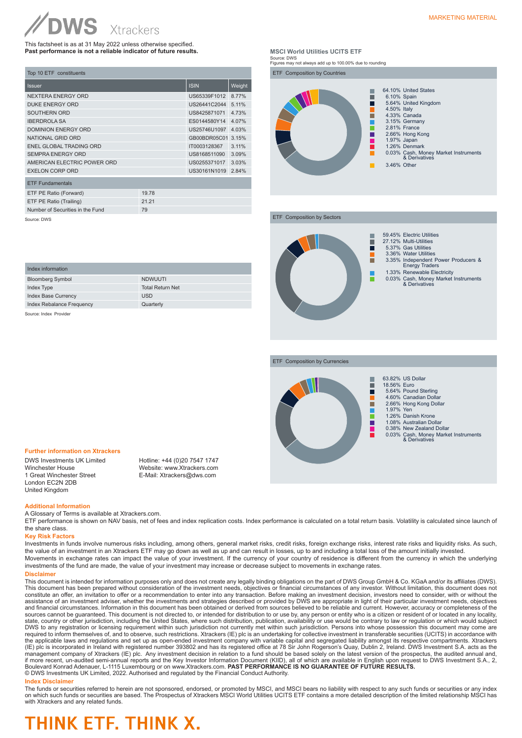MARKETING MATERIAL

DWS Xtrackers

This factsheet is as at 31 May 2022 unless otherwise specified.
**Past performance is not a reliable indicator of future results.**

## MSCI World Utilities UCITS ETF

Source: DWS
Figures may not always add up to 100.00% due to rounding

### Top 10 ETF constituents

| Issuer | ISIN | Weight |
|---|---|---|
| NEXTERA ENERGY ORD | US65339F1012 | 8.77% |
| DUKE ENERGY ORD | US26441C2044 | 5.11% |
| SOUTHERN ORD | US8425871071 | 4.73% |
| IBERDROLA SA | ES0144580Y14 | 4.07% |
| DOMINION ENERGY ORD | US25746U1097 | 4.03% |
| NATIONAL GRID ORD | GB00BDR05C01 | 3.15% |
| ENEL GLOBAL TRADING ORD | IT0003128367 | 3.11% |
| SEMPRA ENERGY ORD | US8168511090 | 3.09% |
| AMERICAN ELECTRIC POWER ORD | US0255371017 | 3.03% |
| EXELON CORP ORD | US30161N1019 | 2.84% |

### ETF Fundamentals

| | |
|---|---|
| ETF PE Ratio (Forward) | 19.78 |
| ETF PE Ratio (Trailing) | 21.21 |
| Number of Securities in the Fund | 79 |

Source: DWS

### ETF Composition by Countries

64.10% United States
6.10% Spain
5.64% United Kingdom
4.50% Italy
4.33% Canada
3.15% Germany
2.81% France
2.66% Hong Kong
1.97% Japan
1.26% Denmark
0.03% Cash, Money Market Instruments & Derivatives
3.46% Other

### ETF Composition by Sectors

59.45% Electric Utilities
27.12% Multi-Utilities
5.37% Gas Utilities
3.36% Water Utilities
3.35% Independent Power Producers & Energy Traders
1.33% Renewable Electricity
0.03% Cash, Money Market Instruments & Derivatives

### Index information

| | |
|---|---|
| Bloomberg Symbol | NDWUUTI |
| Index Type | Total Return Net |
| Index Base Currency | USD |
| Index Rebalance Frequency | Quarterly |

Source: Index Provider

### ETF Composition by Currencies

63.82% US Dollar
18.56% Euro
5.64% Pound Sterling
4.60% Canadian Dollar
2.66% Hong Kong Dollar
1.97% Yen
1.26% Danish Krone
1.08% Australian Dollar
0.38% New Zealand Dollar
0.03% Cash, Money Market Instruments & Derivatives

### Further information on Xtrackers

DWS Investments UK Limited
Winchester House
1 Great Winchester Street
London EC2N 2DB
United Kingdom

Hotline: +44 (0)20 7547 1747
Website: www.Xtrackers.com
E-Mail: Xtrackers@dws.com

### Additional Information

A Glossary of Terms is available at Xtrackers.com.
ETF performance is shown on NAV basis, net of fees and index replication costs. Index performance is calculated on a total return basis. Volatility is calculated since launch of the share class.

### Key Risk Factors

Investments in funds involve numerous risks including, among others, general market risks, credit risks, foreign exchange risks, interest rate risks and liquidity risks. As such, the value of an investment in an Xtrackers ETF may go down as well as up and can result in losses, up to and including a total loss of the amount initially invested.
Movements in exchange rates can impact the value of your investment. If the currency of your country of residence is different from the currency in which the underlying investments of the fund are made, the value of your investment may increase or decrease subject to movements in exchange rates.

### Disclaimer

This document is intended for information purposes only and does not create any legally binding obligations on the part of DWS Group GmbH & Co. KGaA and/or its affiliates (DWS). This document has been prepared without consideration of the investment needs, objectives or financial circumstances of any investor. Without limitation, this document does not constitute an offer, an invitation to offer or a recommendation to enter into any transaction. Before making an investment decision, investors need to consider, with or without the assistance of an investment adviser, whether the investments and strategies described or provided by DWS are appropriate in light of their particular investment needs, objectives and financial circumstances. Information in this document has been obtained or derived from sources believed to be reliable and current. However, accuracy or completeness of the sources cannot be guaranteed. This document is not directed to, or intended for distribution to or use by, any person or entity who is a citizen or resident of or located in any locality, state, country or other jurisdiction, including the United States, where such distribution, publication, availability or use would be contrary to law or regulation or which would subject DWS to any registration or licensing requirement within such jurisdiction not currently met within such jurisdiction. Persons into whose possession this document may come are required to inform themselves of, and to observe, such restrictions. Xtrackers (IE) plc is an undertaking for collective investment in transferable securities (UCITS) in accordance with the applicable laws and regulations and set up as open-ended investment company with variable capital and segregated liability amongst its respective compartments. Xtrackers (IE) plc is incorporated in Ireland with registered number 393802 and has its registered office at 78 Sir John Rogerson's Quay, Dublin 2, Ireland. DWS Investment S.A. acts as the management company of Xtrackers (IE) plc. Any investment decision in relation to a fund should be based solely on the latest version of the prospectus, the audited annual and, if more recent, un-audited semi-annual reports and the Key Investor Information Document (KIID), all of which are available in English upon request to DWS Investment S.A., 2, Boulevard Konrad Adenauer, L-1115 Luxembourg or on www.Xtrackers.com. **PAST PERFORMANCE IS NO GUARANTEE OF FUTURE RESULTS.**
© DWS Investments UK Limited, 2022. Authorised and regulated by the Financial Conduct Authority.

### Index Disclaimer

The funds or securities referred to herein are not sponsored, endorsed, or promoted by MSCI, and MSCI bears no liability with respect to any such funds or securities or any index on which such funds or securities are based. The Prospectus of Xtrackers MSCI World Utilities UCITS ETF contains a more detailed description of the limited relationship MSCI has with Xtrackers and any related funds.

THINK ETF. THINK X.